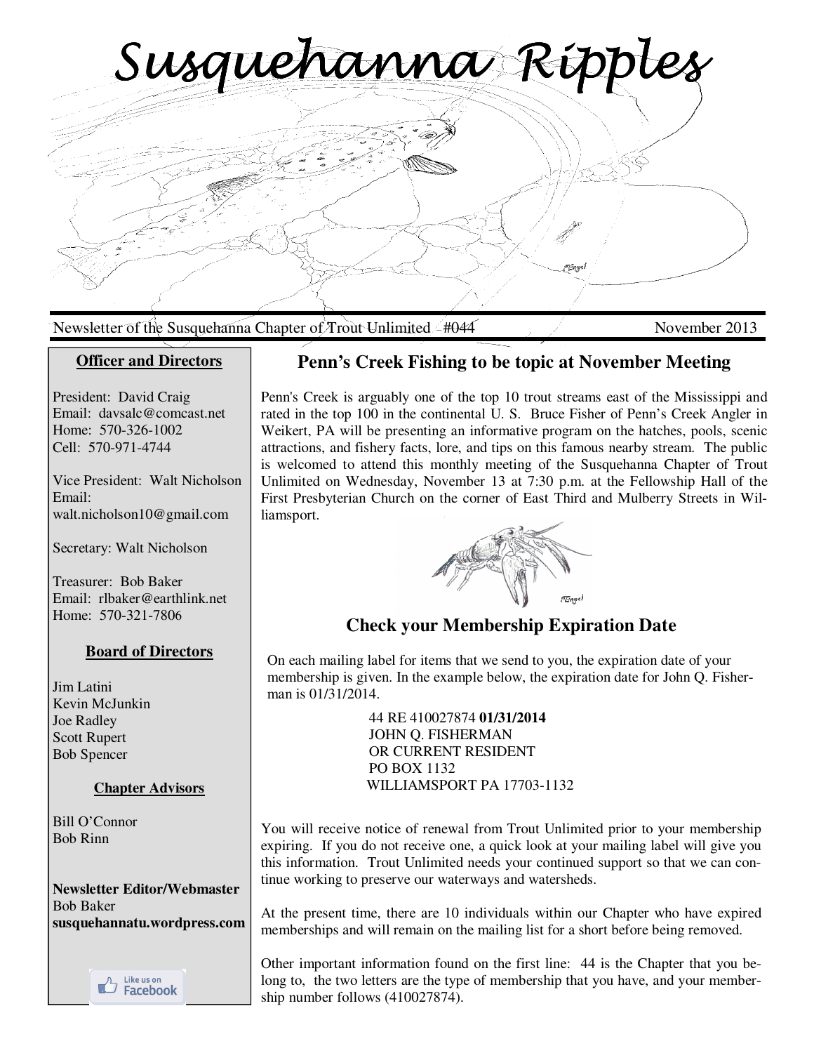# Susquehanna Ripples

Newsletter of the Susquehanna Chapter of Trout Unlimited - #044 November 2013

## Penn's Creek Fishing to be topic at November Meeting

Penn's Creek is arguably one of the top 10 trout streams east of the Mississippi and rated in the top 100 in the continental U. S. Bruce Fisher of Penn's Creek Angler in Weikert, PA will be presenting an informative program on the hatches, pools, scenic attractions, and fishery facts, lore, and tips on this famous nearby stream. The public is welcomed to attend this monthly meeting of the Susquehanna Chapter of Trout Unlimited on Wednesday, November 13 at 7:30 p.m. at the Fellowship Hall of the First Presbyterian Church on the corner of East Third and Mulberry Streets in Williamsport.

## Check your Membership Expiration Date

On each mailing label for items that we send to you, the expiration date of your membership is given. In the example below, the expiration date for John Q. Fisherman is 01/31/2014.

> 44 RE 410027874 **01/31/2014**
> JOHN Q. FISHERMAN
> OR CURRENT RESIDENT
> PO BOX 1132
> WILLIAMSPORT PA 17703-1132

You will receive notice of renewal from Trout Unlimited prior to your membership expiring. If you do not receive one, a quick look at your mailing label will give you this information. Trout Unlimited needs your continued support so that we can continue working to preserve our waterways and watersheds.

At the present time, there are 10 individuals within our Chapter who have expired memberships and will remain on the mailing list for a short before being removed.

Other important information found on the first line: 44 is the Chapter that you belong to, the two letters are the type of membership that you have, and your membership number follows (410027874).

---

### Officer and Directors

President: David Craig
Email: davsalc@comcast.net
Home: 570-326-1002
Cell: 570-971-4744

Vice President: Walt Nicholson
Email: walt.nicholson10@gmail.com

Secretary: Walt Nicholson

Treasurer: Bob Baker
Email: rlbaker@earthlink.net
Home: 570-321-7806

### Board of Directors

Jim Latini
Kevin McJunkin
Joe Radley
Scott Rupert
Bob Spencer

### Chapter Advisors

Bill O'Connor
Bob Rinn

**Newsletter Editor/Webmaster**
Bob Baker
**susquehannatu.wordpress.com**

Like us on Facebook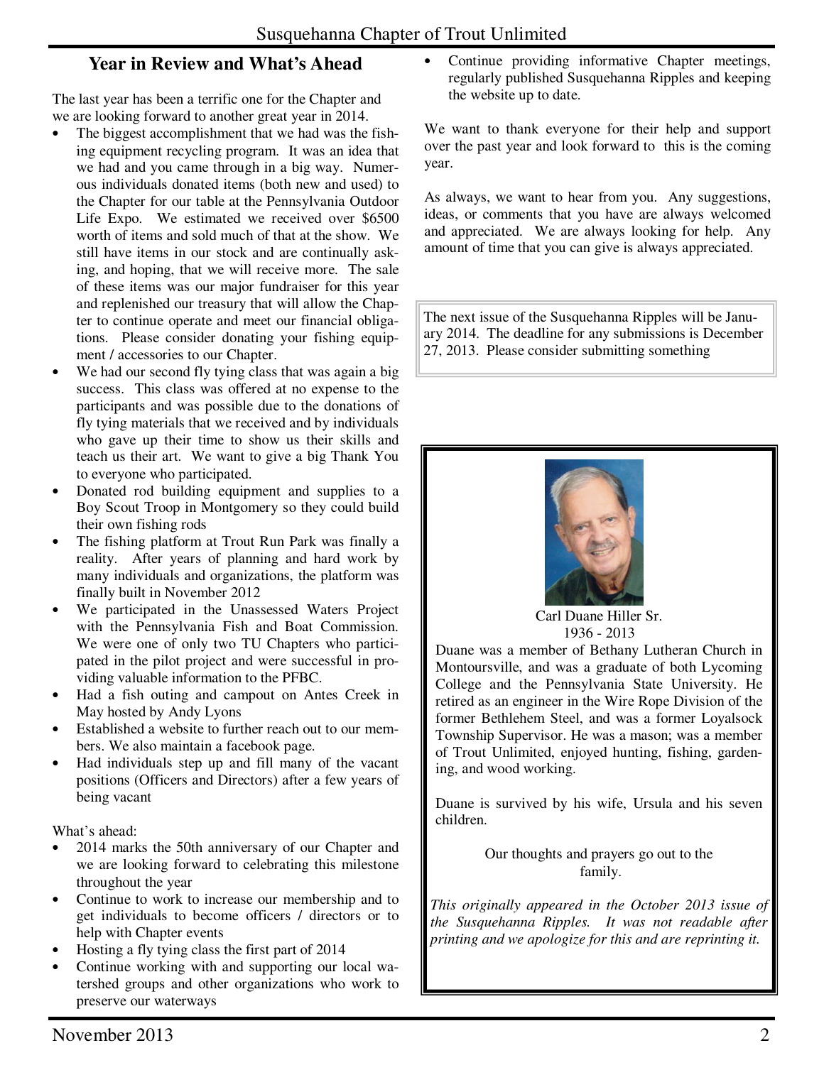## Year in Review and What's Ahead

The last year has been a terrific one for the Chapter and we are looking forward to another great year in 2014.

- The biggest accomplishment that we had was the fishing equipment recycling program. It was an idea that we had and you came through in a big way. Numerous individuals donated items (both new and used) to the Chapter for our table at the Pennsylvania Outdoor Life Expo. We estimated we received over $6500 worth of items and sold much of that at the show. We still have items in our stock and are continually asking, and hoping, that we will receive more. The sale of these items was our major fundraiser for this year and replenished our treasury that will allow the Chapter to continue operate and meet our financial obligations. Please consider donating your fishing equipment / accessories to our Chapter.
- We had our second fly tying class that was again a big success. This class was offered at no expense to the participants and was possible due to the donations of fly tying materials that we received and by individuals who gave up their time to show us their skills and teach us their art. We want to give a big Thank You to everyone who participated.
- Donated rod building equipment and supplies to a Boy Scout Troop in Montgomery so they could build their own fishing rods
- The fishing platform at Trout Run Park was finally a reality. After years of planning and hard work by many individuals and organizations, the platform was finally built in November 2012
- We participated in the Unassessed Waters Project with the Pennsylvania Fish and Boat Commission. We were one of only two TU Chapters who participated in the pilot project and were successful in providing valuable information to the PFBC.
- Had a fish outing and campout on Antes Creek in May hosted by Andy Lyons
- Established a website to further reach out to our members. We also maintain a facebook page.
- Had individuals step up and fill many of the vacant positions (Officers and Directors) after a few years of being vacant

What's ahead:

- 2014 marks the 50th anniversary of our Chapter and we are looking forward to celebrating this milestone throughout the year
- Continue to work to increase our membership and to get individuals to become officers / directors or to help with Chapter events
- Hosting a fly tying class the first part of 2014
- Continue working with and supporting our local watershed groups and other organizations who work to preserve our waterways
- Continue providing informative Chapter meetings, regularly published Susquehanna Ripples and keeping the website up to date.

We want to thank everyone for their help and support over the past year and look forward to this is the coming year.

As always, we want to hear from you. Any suggestions, ideas, or comments that you have are always welcomed and appreciated. We are always looking for help. Any amount of time that you can give is always appreciated.

The next issue of the Susquehanna Ripples will be January 2014. The deadline for any submissions is December 27, 2013. Please consider submitting something

Carl Duane Hiller Sr.
1936 - 2013

Duane was a member of Bethany Lutheran Church in Montoursville, and was a graduate of both Lycoming College and the Pennsylvania State University. He retired as an engineer in the Wire Rope Division of the former Bethlehem Steel, and was a former Loyalsock Township Supervisor. He was a mason; was a member of Trout Unlimited, enjoyed hunting, fishing, gardening, and wood working.

Duane is survived by his wife, Ursula and his seven children.

Our thoughts and prayers go out to the family.

*This originally appeared in the October 2013 issue of the Susquehanna Ripples. It was not readable after printing and we apologize for this and are reprinting it.*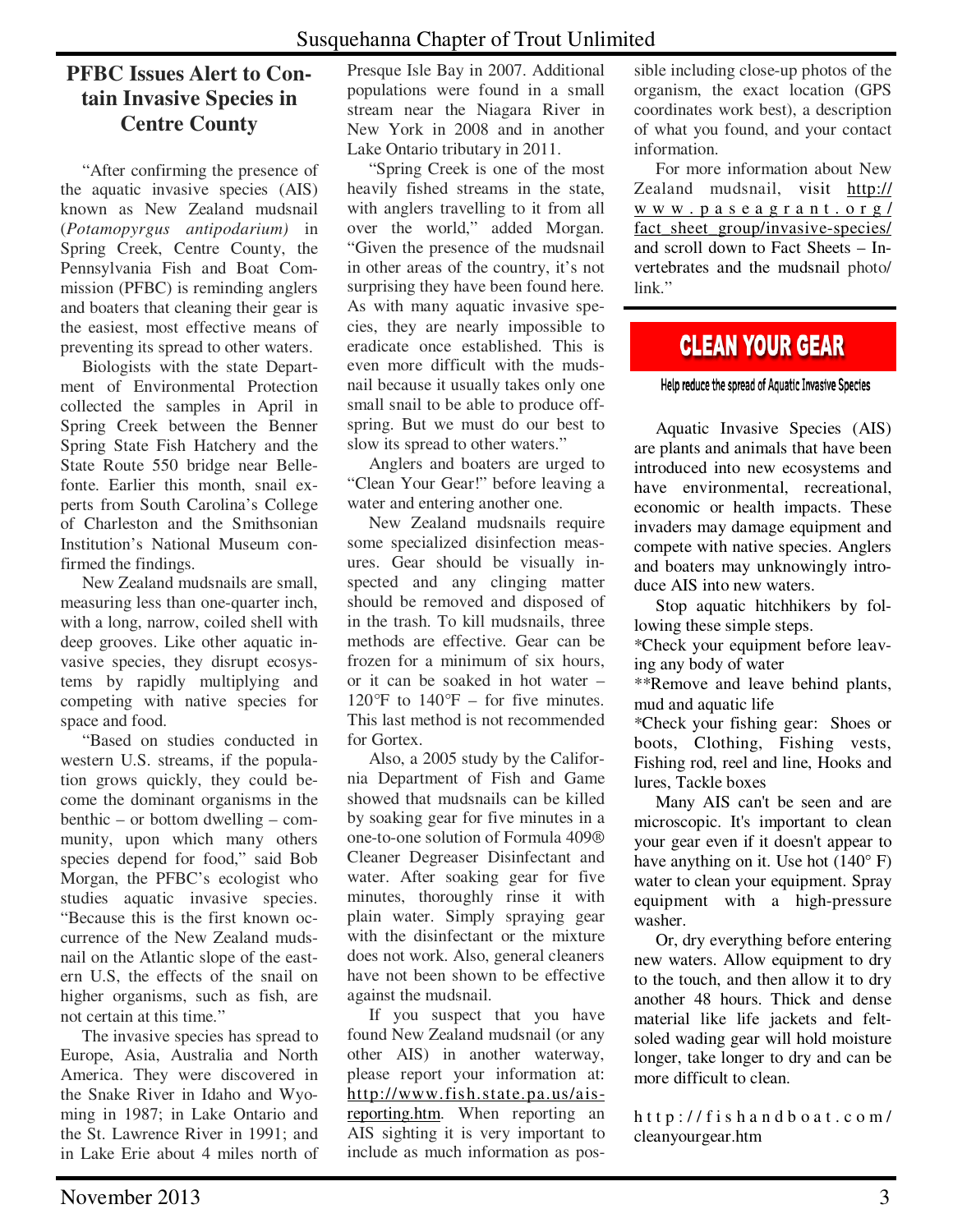## PFBC Issues Alert to Contain Invasive Species in Centre County

"After confirming the presence of the aquatic invasive species (AIS) known as New Zealand mudsnail (*Potamopyrgus antipodarium)* in Spring Creek, Centre County, the Pennsylvania Fish and Boat Commission (PFBC) is reminding anglers and boaters that cleaning their gear is the easiest, most effective means of preventing its spread to other waters.

Biologists with the state Department of Environmental Protection collected the samples in April in Spring Creek between the Benner Spring State Fish Hatchery and the State Route 550 bridge near Bellefonte. Earlier this month, snail experts from South Carolina's College of Charleston and the Smithsonian Institution's National Museum confirmed the findings.

New Zealand mudsnails are small, measuring less than one-quarter inch, with a long, narrow, coiled shell with deep grooves. Like other aquatic invasive species, they disrupt ecosystems by rapidly multiplying and competing with native species for space and food.

"Based on studies conducted in western U.S. streams, if the population grows quickly, they could become the dominant organisms in the benthic – or bottom dwelling – community, upon which many others species depend for food," said Bob Morgan, the PFBC's ecologist who studies aquatic invasive species. "Because this is the first known occurrence of the New Zealand mudsnail on the Atlantic slope of the eastern U.S, the effects of the snail on higher organisms, such as fish, are not certain at this time."

The invasive species has spread to Europe, Asia, Australia and North America. They were discovered in the Snake River in Idaho and Wyoming in 1987; in Lake Ontario and the St. Lawrence River in 1991; and in Lake Erie about 4 miles north of Presque Isle Bay in 2007. Additional populations were found in a small stream near the Niagara River in New York in 2008 and in another Lake Ontario tributary in 2011.

"Spring Creek is one of the most heavily fished streams in the state, with anglers travelling to it from all over the world," added Morgan. "Given the presence of the mudsnail in other areas of the country, it's not surprising they have been found here. As with many aquatic invasive species, they are nearly impossible to eradicate once established. This is even more difficult with the mudsnail because it usually takes only one small snail to be able to produce offspring. But we must do our best to slow its spread to other waters."

Anglers and boaters are urged to "Clean Your Gear!" before leaving a water and entering another one.

New Zealand mudsnails require some specialized disinfection measures. Gear should be visually inspected and any clinging matter should be removed and disposed of in the trash. To kill mudsnails, three methods are effective. Gear can be frozen for a minimum of six hours, or it can be soaked in hot water – 120°F to 140°F – for five minutes. This last method is not recommended for Gortex.

Also, a 2005 study by the California Department of Fish and Game showed that mudsnails can be killed by soaking gear for five minutes in a one-to-one solution of Formula 409® Cleaner Degreaser Disinfectant and water. After soaking gear for five minutes, thoroughly rinse it with plain water. Simply spraying gear with the disinfectant or the mixture does not work. Also, general cleaners have not been shown to be effective against the mudsnail.

If you suspect that you have found New Zealand mudsnail (or any other AIS) in another waterway, please report your information at: http://www.fish.state.pa.us/ais-reporting.htm. When reporting an AIS sighting it is very important to include as much information as possible including close-up photos of the organism, the exact location (GPS coordinates work best), a description of what you found, and your contact information.

For more information about New Zealand mudsnail, visit http://www.paseagrant.org/fact_sheet_group/invasive-species/ and scroll down to Fact Sheets – Invertebrates and the mudsnail photo/link."

## CLEAN YOUR GEAR

**Help reduce the spread of Aquatic Invasive Species**

Aquatic Invasive Species (AIS) are plants and animals that have been introduced into new ecosystems and have environmental, recreational, economic or health impacts. These invaders may damage equipment and compete with native species. Anglers and boaters may unknowingly introduce AIS into new waters.

Stop aquatic hitchhikers by following these simple steps.

*Check your equipment before leaving any body of water

**Remove and leave behind plants, mud and aquatic life

*Check your fishing gear: Shoes or boots, Clothing, Fishing vests, Fishing rod, reel and line, Hooks and lures, Tackle boxes

Many AIS can't be seen and are microscopic. It's important to clean your gear even if it doesn't appear to have anything on it. Use hot (140° F) water to clean your equipment. Spray equipment with a high-pressure washer.

Or, dry everything before entering new waters. Allow equipment to dry to the touch, and then allow it to dry another 48 hours. Thick and dense material like life jackets and felt-soled wading gear will hold moisture longer, take longer to dry and can be more difficult to clean.

http://fishandboat.com/cleanyourgear.htm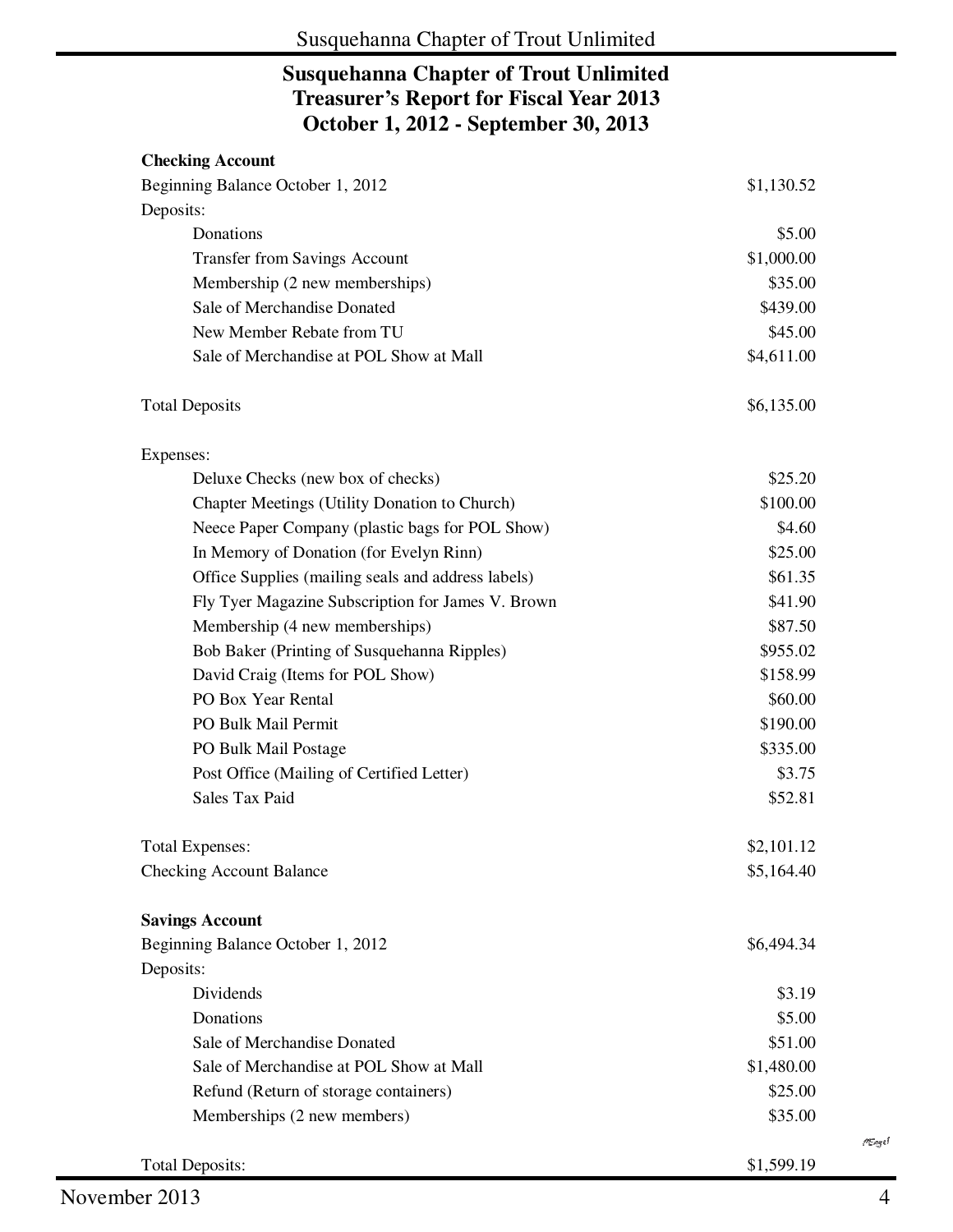# Susquehanna Chapter of Trout Unlimited
## Treasurer's Report for Fiscal Year 2013
## October 1, 2012 - September 30, 2013

**Checking Account**

| | |
|---|---|
| Beginning Balance October 1, 2012 | $1,130.52 |
| Deposits: | |
| Donations | $5.00 |
| Transfer from Savings Account | $1,000.00 |
| Membership (2 new memberships) | $35.00 |
| Sale of Merchandise Donated | $439.00 |
| New Member Rebate from TU | $45.00 |
| Sale of Merchandise at POL Show at Mall | $4,611.00 |
| Total Deposits | $6,135.00 |
| Expenses: | |
| Deluxe Checks (new box of checks) | $25.20 |
| Chapter Meetings (Utility Donation to Church) | $100.00 |
| Neece Paper Company (plastic bags for POL Show) | $4.60 |
| In Memory of Donation (for Evelyn Rinn) | $25.00 |
| Office Supplies (mailing seals and address labels) | $61.35 |
| Fly Tyer Magazine Subscription for James V. Brown | $41.90 |
| Membership (4 new memberships) | $87.50 |
| Bob Baker (Printing of Susquehanna Ripples) | $955.02 |
| David Craig (Items for POL Show) | $158.99 |
| PO Box Year Rental | $60.00 |
| PO Bulk Mail Permit | $190.00 |
| PO Bulk Mail Postage | $335.00 |
| Post Office (Mailing of Certified Letter) | $3.75 |
| Sales Tax Paid | $52.81 |
| Total Expenses: | $2,101.12 |
| Checking Account Balance | $5,164.40 |

**Savings Account**

| | |
|---|---|
| Beginning Balance October 1, 2012 | $6,494.34 |
| Deposits: | |
| Dividends | $3.19 |
| Donations | $5.00 |
| Sale of Merchandise Donated | $51.00 |
| Sale of Merchandise at POL Show at Mall | $1,480.00 |
| Refund (Return of storage containers) | $25.00 |
| Memberships (2 new members) | $35.00 |
| Total Deposits: | $1,599.19 |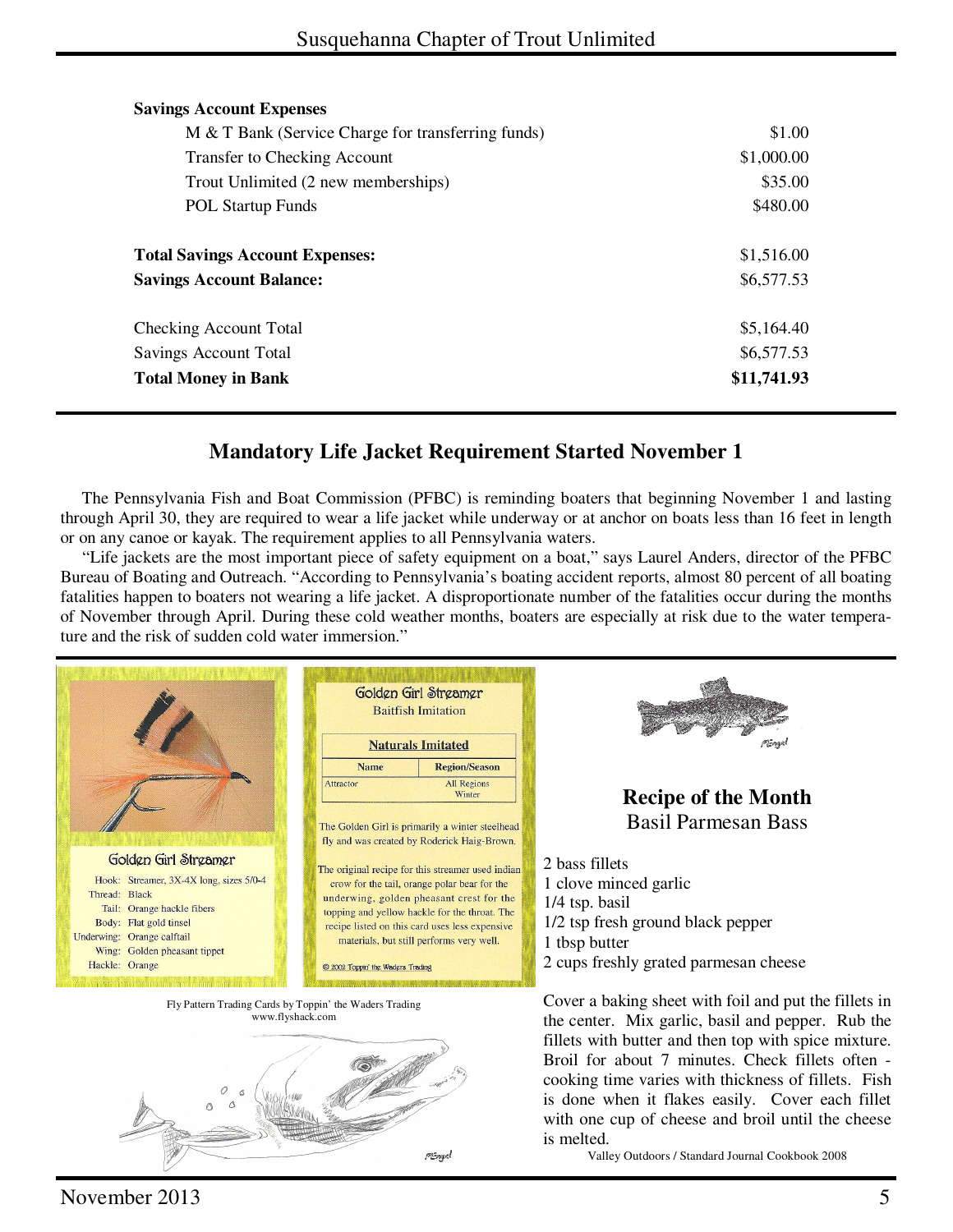**Savings Account Expenses**

| | |
|---|---|
| M & T Bank (Service Charge for transferring funds) | $1.00 |
| Transfer to Checking Account | $1,000.00 |
| Trout Unlimited (2 new memberships) | $35.00 |
| POL Startup Funds | $480.00 |
| **Total Savings Account Expenses:** | $1,516.00 |
| **Savings Account Balance:** | $6,577.53 |
| Checking Account Total | $5,164.40 |
| Savings Account Total | $6,577.53 |
| **Total Money in Bank** | **$11,741.93** |

## Mandatory Life Jacket Requirement Started November 1

The Pennsylvania Fish and Boat Commission (PFBC) is reminding boaters that beginning November 1 and lasting through April 30, they are required to wear a life jacket while underway or at anchor on boats less than 16 feet in length or on any canoe or kayak. The requirement applies to all Pennsylvania waters.

"Life jackets are the most important piece of safety equipment on a boat," says Laurel Anders, director of the PFBC Bureau of Boating and Outreach. "According to Pennsylvania's boating accident reports, almost 80 percent of all boating fatalities happen to boaters not wearing a life jacket. A disproportionate number of the fatalities occur during the months of November through April. During these cold weather months, boaters are especially at risk due to the water temperature and the risk of sudden cold water immersion."

### Golden Girl Streamer

Hook: Streamer, 3X-4X long, sizes 5/0-4
Thread: Black
Tail: Orange hackle fibers
Body: Flat gold tinsel
Underwing: Orange calftail
Wing: Golden pheasant tippet
Hackle: Orange

### Golden Girl Streamer

Baitfish Imitation

**Naturals Imitated**

| Name | Region/Season |
|---|---|
| Attractor | All Regions Winter |

The Golden Girl is primarily a winter steelhead fly and was created by Roderick Haig-Brown.

The original recipe for this streamer used indian crow for the tail, orange polar bear for the underwing, golden pheasant crest for the topping and yellow hackle for the throat. The recipe listed on this card uses less expensive materials, but still performs very well.

© 2002 Toppin' the Waders Trading

Fly Pattern Trading Cards by Toppin' the Waders Trading
www.flyshack.com

## Recipe of the Month

Basil Parmesan Bass

2 bass fillets
1 clove minced garlic
1/4 tsp. basil
1/2 tsp fresh ground black pepper
1 tbsp butter
2 cups freshly grated parmesan cheese

Cover a baking sheet with foil and put the fillets in the center. Mix garlic, basil and pepper. Rub the fillets with butter and then top with spice mixture. Broil for about 7 minutes. Check fillets often - cooking time varies with thickness of fillets. Fish is done when it flakes easily. Cover each fillet with one cup of cheese and broil until the cheese is melted.

Valley Outdoors / Standard Journal Cookbook 2008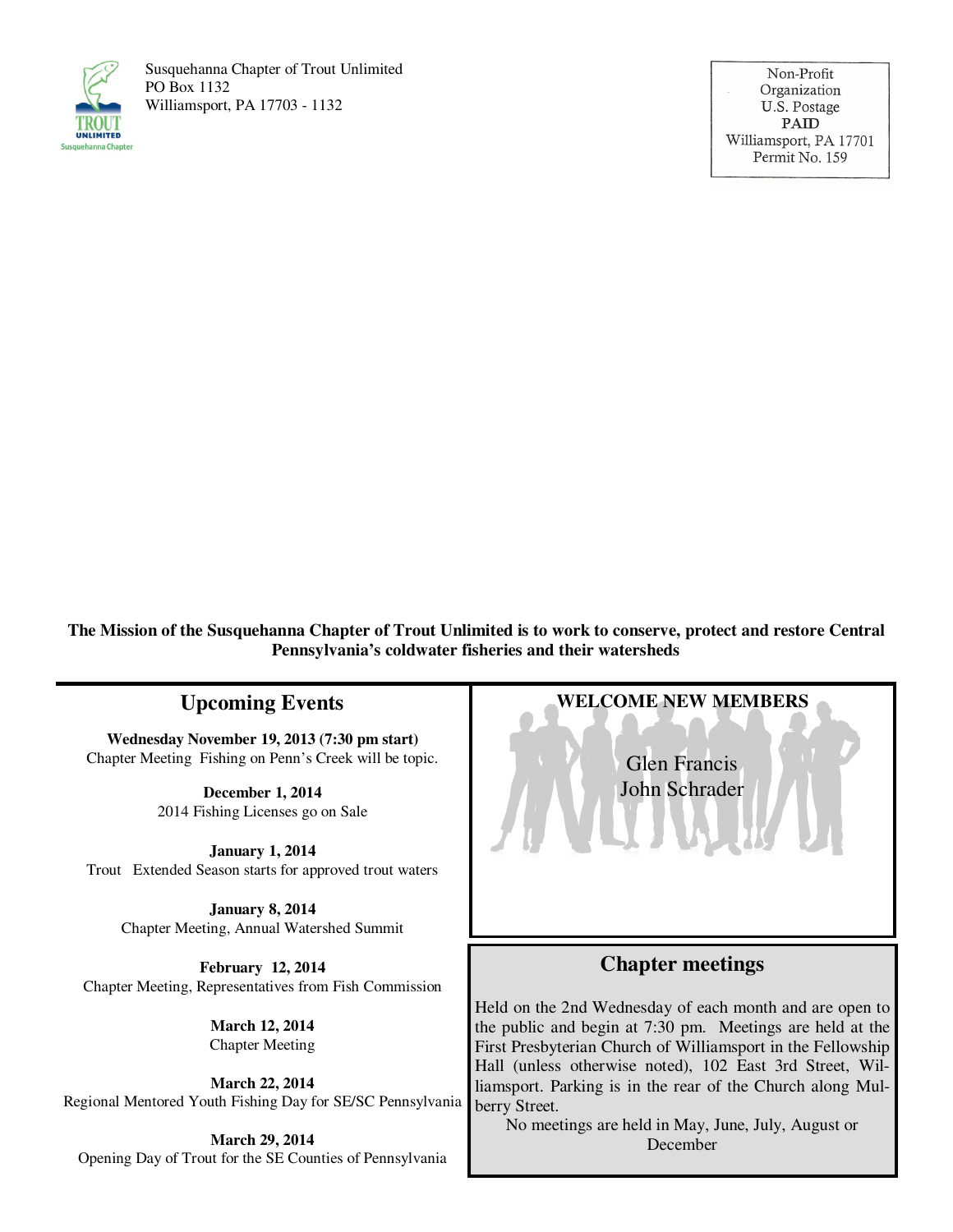Susquehanna Chapter of Trout Unlimited
PO Box 1132
Williamsport, PA 17703 - 1132

Non-Profit
Organization
U.S. Postage
PAID
Williamsport, PA 17701
Permit No. 159

**The Mission of the Susquehanna Chapter of Trout Unlimited is to work to conserve, protect and restore Central Pennsylvania's coldwater fisheries and their watersheds**

## Upcoming Events

**Wednesday November 19, 2013 (7:30 pm start)**
Chapter Meeting Fishing on Penn's Creek will be topic.

**December 1, 2014**
2014 Fishing Licenses go on Sale

**January 1, 2014**
Trout Extended Season starts for approved trout waters

**January 8, 2014**
Chapter Meeting, Annual Watershed Summit

**February 12, 2014**
Chapter Meeting, Representatives from Fish Commission

**March 12, 2014**
Chapter Meeting

**March 22, 2014**
Regional Mentored Youth Fishing Day for SE/SC Pennsylvania

**March 29, 2014**
Opening Day of Trout for the SE Counties of Pennsylvania

**WELCOME NEW MEMBERS**

Glen Francis
John Schrader

## Chapter meetings

Held on the 2nd Wednesday of each month and are open to the public and begin at 7:30 pm. Meetings are held at the First Presbyterian Church of Williamsport in the Fellowship Hall (unless otherwise noted), 102 East 3rd Street, Williamsport. Parking is in the rear of the Church along Mulberry Street.

No meetings are held in May, June, July, August or December